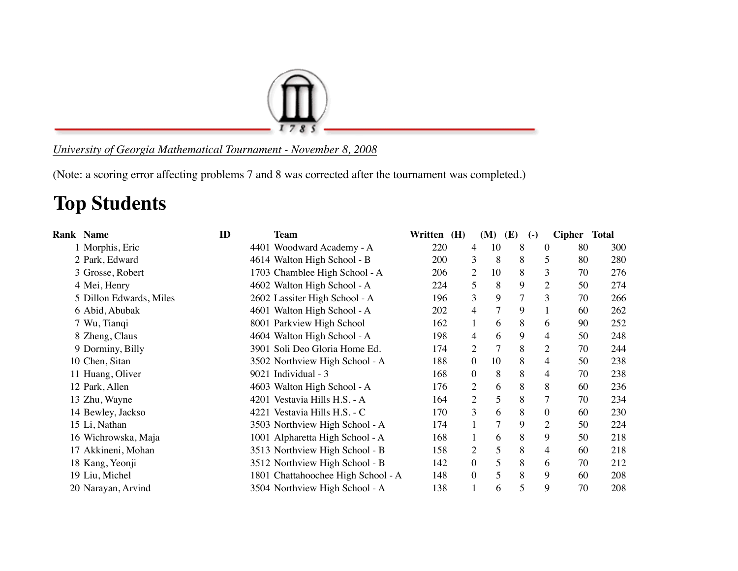*University of Georgia Mathematical Tournament - November 8, 2008*

(Note: a scoring error affecting problems 7 and 8 was corrected after the tournament was completed.)

# Top Students

| Rank | Name | ID | Team | Written | (H) | (M) | (E) | (-) | Cipher | Total |
|---|---|---|---|---|---|---|---|---|---|---|
| 1 | Morphis, Eric | 4401 | Woodward Academy - A | 220 | 4 | 10 | 8 | 0 | 80 | 300 |
| 2 | Park, Edward | 4614 | Walton High School - B | 200 | 3 | 8 | 8 | 5 | 80 | 280 |
| 3 | Grosse, Robert | 1703 | Chamblee High School - A | 206 | 2 | 10 | 8 | 3 | 70 | 276 |
| 4 | Mei, Henry | 4602 | Walton High School - A | 224 | 5 | 8 | 9 | 2 | 50 | 274 |
| 5 | Dillon Edwards, Miles | 2602 | Lassiter High School - A | 196 | 3 | 9 | 7 | 3 | 70 | 266 |
| 6 | Abid, Abubak | 4601 | Walton High School - A | 202 | 4 | 7 | 9 | 1 | 60 | 262 |
| 7 | Wu, Tianqi | 8001 | Parkview High School | 162 | 1 | 6 | 8 | 6 | 90 | 252 |
| 8 | Zheng, Claus | 4604 | Walton High School - A | 198 | 4 | 6 | 9 | 4 | 50 | 248 |
| 9 | Dorminy, Billy | 3901 | Soli Deo Gloria Home Ed. | 174 | 2 | 7 | 8 | 2 | 70 | 244 |
| 10 | Chen, Sitan | 3502 | Northview High School - A | 188 | 0 | 10 | 8 | 4 | 50 | 238 |
| 11 | Huang, Oliver | 9021 | Individual - 3 | 168 | 0 | 8 | 8 | 4 | 70 | 238 |
| 12 | Park, Allen | 4603 | Walton High School - A | 176 | 2 | 6 | 8 | 8 | 60 | 236 |
| 13 | Zhu, Wayne | 4201 | Vestavia Hills H.S. - A | 164 | 2 | 5 | 8 | 7 | 70 | 234 |
| 14 | Bewley, Jackso | 4221 | Vestavia Hills H.S. - C | 170 | 3 | 6 | 8 | 0 | 60 | 230 |
| 15 | Li, Nathan | 3503 | Northview High School - A | 174 | 1 | 7 | 9 | 2 | 50 | 224 |
| 16 | Wichrowska, Maja | 1001 | Alpharetta High School - A | 168 | 1 | 6 | 8 | 9 | 50 | 218 |
| 17 | Akkineni, Mohan | 3513 | Northview High School - B | 158 | 2 | 5 | 8 | 4 | 60 | 218 |
| 18 | Kang, Yeonji | 3512 | Northview High School - B | 142 | 0 | 5 | 8 | 6 | 70 | 212 |
| 19 | Liu, Michel | 1801 | Chattahoochee High School - A | 148 | 0 | 5 | 8 | 9 | 60 | 208 |
| 20 | Narayan, Arvind | 3504 | Northview High School - A | 138 | 1 | 6 | 5 | 9 | 70 | 208 |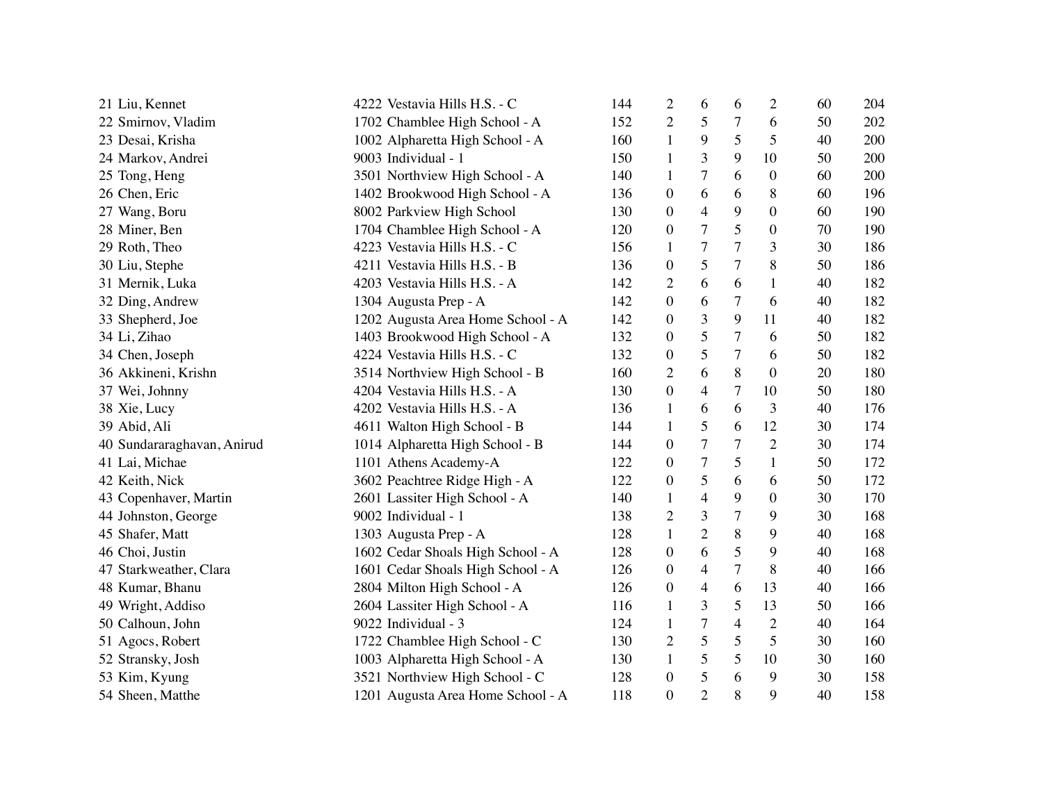| | | | | | | | | | |
|---|---|---|---|---|---|---|---|---|---|
| 21 | Liu, Kennet | 4222 Vestavia Hills H.S. - C | 144 | 2 | 6 | 6 | 2 | 60 | 204 |
| 22 | Smirnov, Vladim | 1702 Chamblee High School - A | 152 | 2 | 5 | 7 | 6 | 50 | 202 |
| 23 | Desai, Krisha | 1002 Alpharetta High School - A | 160 | 1 | 9 | 5 | 5 | 40 | 200 |
| 24 | Markov, Andrei | 9003 Individual - 1 | 150 | 1 | 3 | 9 | 10 | 50 | 200 |
| 25 | Tong, Heng | 3501 Northview High School - A | 140 | 1 | 7 | 6 | 0 | 60 | 200 |
| 26 | Chen, Eric | 1402 Brookwood High School - A | 136 | 0 | 6 | 6 | 8 | 60 | 196 |
| 27 | Wang, Boru | 8002 Parkview High School | 130 | 0 | 4 | 9 | 0 | 60 | 190 |
| 28 | Miner, Ben | 1704 Chamblee High School - A | 120 | 0 | 7 | 5 | 0 | 70 | 190 |
| 29 | Roth, Theo | 4223 Vestavia Hills H.S. - C | 156 | 1 | 7 | 7 | 3 | 30 | 186 |
| 30 | Liu, Stephe | 4211 Vestavia Hills H.S. - B | 136 | 0 | 5 | 7 | 8 | 50 | 186 |
| 31 | Mernik, Luka | 4203 Vestavia Hills H.S. - A | 142 | 2 | 6 | 6 | 1 | 40 | 182 |
| 32 | Ding, Andrew | 1304 Augusta Prep - A | 142 | 0 | 6 | 7 | 6 | 40 | 182 |
| 33 | Shepherd, Joe | 1202 Augusta Area Home School - A | 142 | 0 | 3 | 9 | 11 | 40 | 182 |
| 34 | Li, Zihao | 1403 Brookwood High School - A | 132 | 0 | 5 | 7 | 6 | 50 | 182 |
| 34 | Chen, Joseph | 4224 Vestavia Hills H.S. - C | 132 | 0 | 5 | 7 | 6 | 50 | 182 |
| 36 | Akkineni, Krishn | 3514 Northview High School - B | 160 | 2 | 6 | 8 | 0 | 20 | 180 |
| 37 | Wei, Johnny | 4204 Vestavia Hills H.S. - A | 130 | 0 | 4 | 7 | 10 | 50 | 180 |
| 38 | Xie, Lucy | 4202 Vestavia Hills H.S. - A | 136 | 1 | 6 | 6 | 3 | 40 | 176 |
| 39 | Abid, Ali | 4611 Walton High School - B | 144 | 1 | 5 | 6 | 12 | 30 | 174 |
| 40 | Sundararaghavan, Anirud | 1014 Alpharetta High School - B | 144 | 0 | 7 | 7 | 2 | 30 | 174 |
| 41 | Lai, Michae | 1101 Athens Academy-A | 122 | 0 | 7 | 5 | 1 | 50 | 172 |
| 42 | Keith, Nick | 3602 Peachtree Ridge High - A | 122 | 0 | 5 | 6 | 6 | 50 | 172 |
| 43 | Copenhaver, Martin | 2601 Lassiter High School - A | 140 | 1 | 4 | 9 | 0 | 30 | 170 |
| 44 | Johnston, George | 9002 Individual - 1 | 138 | 2 | 3 | 7 | 9 | 30 | 168 |
| 45 | Shafer, Matt | 1303 Augusta Prep - A | 128 | 1 | 2 | 8 | 9 | 40 | 168 |
| 46 | Choi, Justin | 1602 Cedar Shoals High School - A | 128 | 0 | 6 | 5 | 9 | 40 | 168 |
| 47 | Starkweather, Clara | 1601 Cedar Shoals High School - A | 126 | 0 | 4 | 7 | 8 | 40 | 166 |
| 48 | Kumar, Bhanu | 2804 Milton High School - A | 126 | 0 | 4 | 6 | 13 | 40 | 166 |
| 49 | Wright, Addiso | 2604 Lassiter High School - A | 116 | 1 | 3 | 5 | 13 | 50 | 166 |
| 50 | Calhoun, John | 9022 Individual - 3 | 124 | 1 | 7 | 4 | 2 | 40 | 164 |
| 51 | Agocs, Robert | 1722 Chamblee High School - C | 130 | 2 | 5 | 5 | 5 | 30 | 160 |
| 52 | Stransky, Josh | 1003 Alpharetta High School - A | 130 | 1 | 5 | 5 | 10 | 30 | 160 |
| 53 | Kim, Kyung | 3521 Northview High School - C | 128 | 0 | 5 | 6 | 9 | 30 | 158 |
| 54 | Sheen, Matthe | 1201 Augusta Area Home School - A | 118 | 0 | 2 | 8 | 9 | 40 | 158 |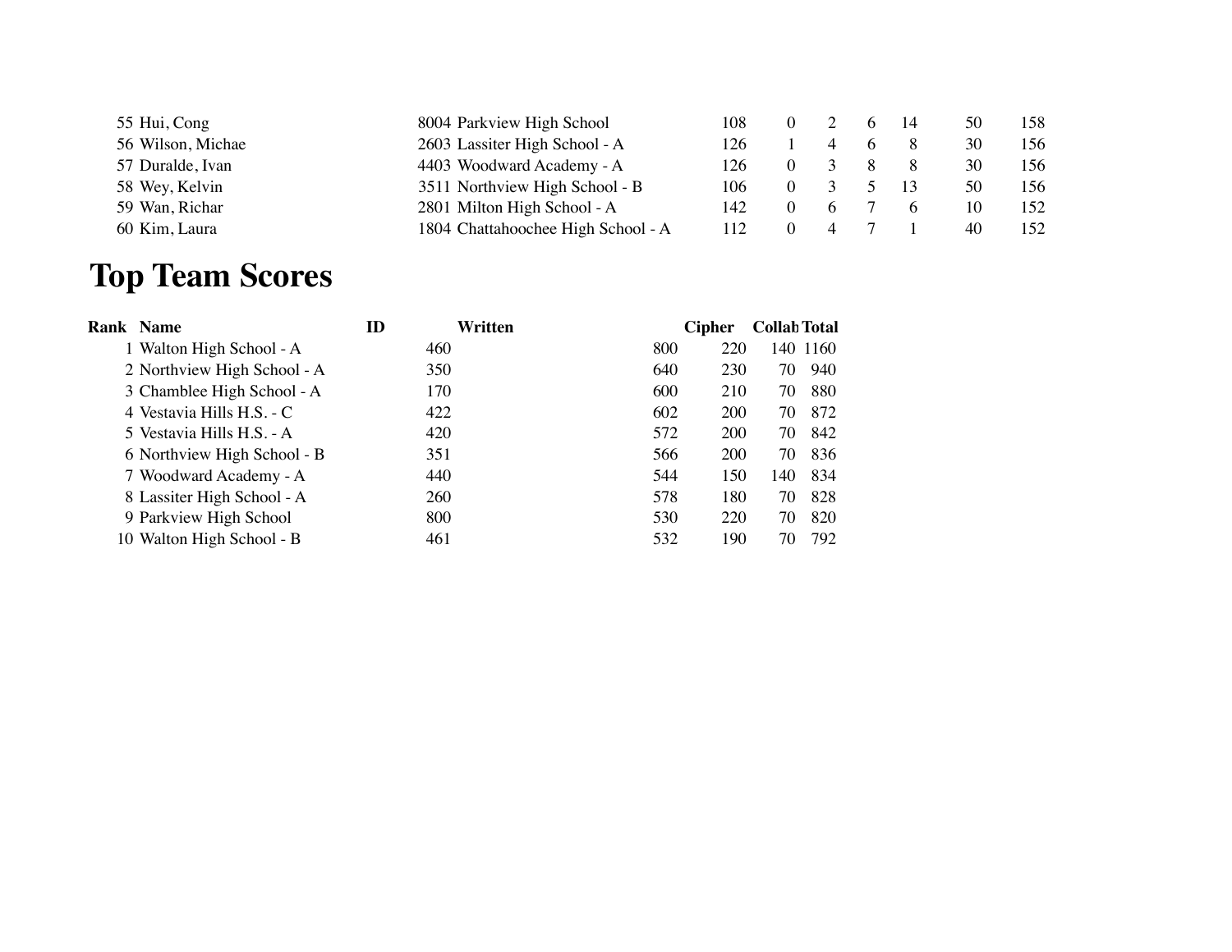| | | | | | | | | | | |
|---|---|---|---|---|---|---|---|---|---|---|
| 55 | Hui, Cong | 8004 | Parkview High School | 108 | 0 | 2 | 6 | 14 | 50 | 158 |
| 56 | Wilson, Michae | 2603 | Lassiter High School - A | 126 | 1 | 4 | 6 | 8 | 30 | 156 |
| 57 | Duralde, Ivan | 4403 | Woodward Academy - A | 126 | 0 | 3 | 8 | 8 | 30 | 156 |
| 58 | Wey, Kelvin | 3511 | Northview High School - B | 106 | 0 | 3 | 5 | 13 | 50 | 156 |
| 59 | Wan, Richar | 2801 | Milton High School - A | 142 | 0 | 6 | 7 | 6 | 10 | 152 |
| 60 | Kim, Laura | 1804 | Chattahoochee High School - A | 112 | 0 | 4 | 7 | 1 | 40 | 152 |

# Top Team Scores

| Rank | Name | ID | Written | Cipher | Collab | Total |
|---|---|---|---|---|---|---|
| 1 | Walton High School - A | 460 | 800 | 220 | 140 | 1160 |
| 2 | Northview High School - A | 350 | 640 | 230 | 70 | 940 |
| 3 | Chamblee High School - A | 170 | 600 | 210 | 70 | 880 |
| 4 | Vestavia Hills H.S. - C | 422 | 602 | 200 | 70 | 872 |
| 5 | Vestavia Hills H.S. - A | 420 | 572 | 200 | 70 | 842 |
| 6 | Northview High School - B | 351 | 566 | 200 | 70 | 836 |
| 7 | Woodward Academy - A | 440 | 544 | 150 | 140 | 834 |
| 8 | Lassiter High School - A | 260 | 578 | 180 | 70 | 828 |
| 9 | Parkview High School | 800 | 530 | 220 | 70 | 820 |
| 10 | Walton High School - B | 461 | 532 | 190 | 70 | 792 |